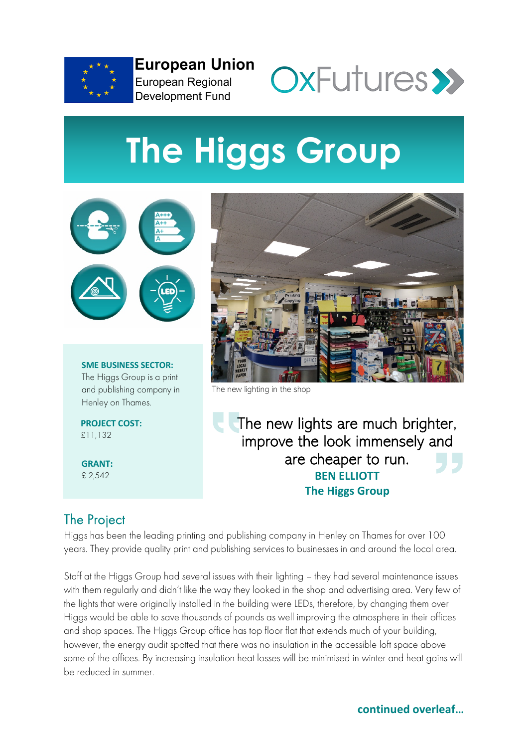European Union
European Regional Development Fund

OxFutures

# The Higgs Group

**SME BUSINESS SECTOR:**
The Higgs Group is a print and publishing company in Henley on Thames.

**PROJECT COST:**
£11,132

**GRANT:**
£ 2,542

The new lighting in the shop

> The new lights are much brighter, improve the look immensely and are cheaper to run.
>
> **BEN ELLIOTT**
> **The Higgs Group**

## The Project

Higgs has been the leading printing and publishing company in Henley on Thames for over 100 years. They provide quality print and publishing services to businesses in and around the local area.

Staff at the Higgs Group had several issues with their lighting – they had several maintenance issues with them regularly and didn't like the way they looked in the shop and advertising area. Very few of the lights that were originally installed in the building were LEDs, therefore, by changing them over Higgs would be able to save thousands of pounds as well improving the atmosphere in their offices and shop spaces. The Higgs Group office has top floor flat that extends much of your building, however, the energy audit spotted that there was no insulation in the accessible loft space above some of the offices. By increasing insulation heat losses will be minimised in winter and heat gains will be reduced in summer.

**continued overleaf...**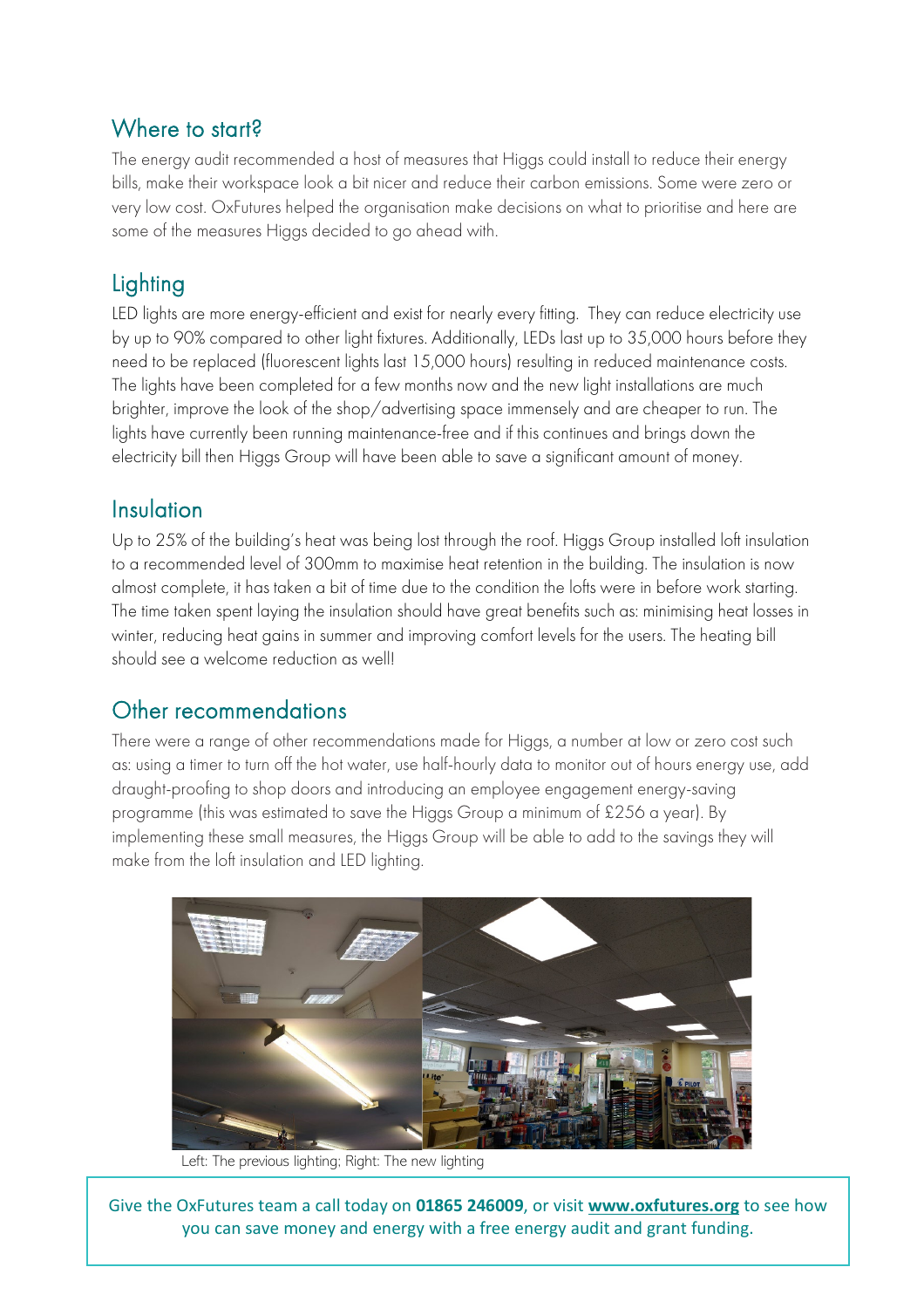## Where to start?

The energy audit recommended a host of measures that Higgs could install to reduce their energy bills, make their workspace look a bit nicer and reduce their carbon emissions. Some were zero or very low cost. OxFutures helped the organisation make decisions on what to prioritise and here are some of the measures Higgs decided to go ahead with.

## Lighting

LED lights are more energy-efficient and exist for nearly every fitting. They can reduce electricity use by up to 90% compared to other light fixtures. Additionally, LEDs last up to 35,000 hours before they need to be replaced (fluorescent lights last 15,000 hours) resulting in reduced maintenance costs. The lights have been completed for a few months now and the new light installations are much brighter, improve the look of the shop/advertising space immensely and are cheaper to run. The lights have currently been running maintenance-free and if this continues and brings down the electricity bill then Higgs Group will have been able to save a significant amount of money.

## Insulation

Up to 25% of the building's heat was being lost through the roof. Higgs Group installed loft insulation to a recommended level of 300mm to maximise heat retention in the building. The insulation is now almost complete, it has taken a bit of time due to the condition the lofts were in before work starting. The time taken spent laying the insulation should have great benefits such as: minimising heat losses in winter, reducing heat gains in summer and improving comfort levels for the users. The heating bill should see a welcome reduction as well!

## Other recommendations

There were a range of other recommendations made for Higgs, a number at low or zero cost such as: using a timer to turn off the hot water, use half-hourly data to monitor out of hours energy use, add draught-proofing to shop doors and introducing an employee engagement energy-saving programme (this was estimated to save the Higgs Group a minimum of £256 a year). By implementing these small measures, the Higgs Group will be able to add to the savings they will make from the loft insulation and LED lighting.

Left: The previous lighting; Right: The new lighting

Give the OxFutures team a call today on **01865 246009**, or visit **www.oxfutures.org** to see how you can save money and energy with a free energy audit and grant funding.